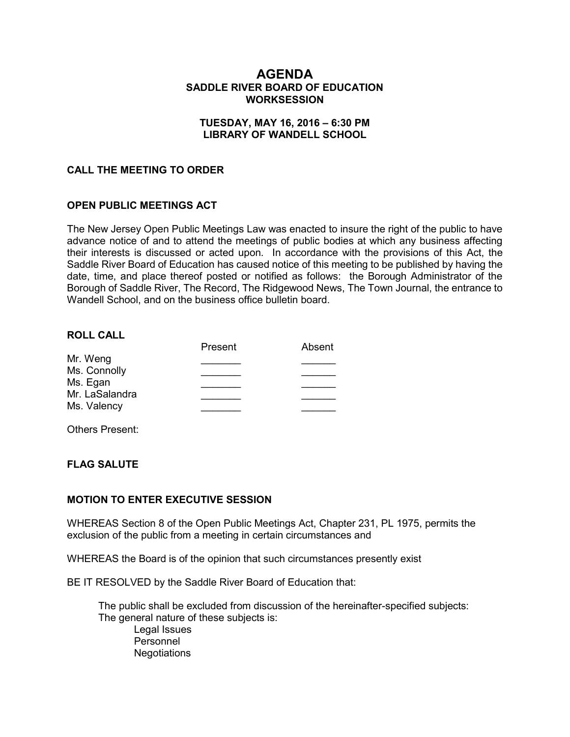# AGENDA

## SADDLE RIVER BOARD OF EDUCATION
## WORKSESSION

### TUESDAY, MAY 16, 2016 – 6:30 PM
### LIBRARY OF WANDELL SCHOOL

**CALL THE MEETING TO ORDER**

**OPEN PUBLIC MEETINGS ACT**

The New Jersey Open Public Meetings Law was enacted to insure the right of the public to have advance notice of and to attend the meetings of public bodies at which any business affecting their interests is discussed or acted upon. In accordance with the provisions of this Act, the Saddle River Board of Education has caused notice of this meeting to be published by having the date, time, and place thereof posted or notified as follows: the Borough Administrator of the Borough of Saddle River, The Record, The Ridgewood News, The Town Journal, the entrance to Wandell School, and on the business office bulletin board.

**ROLL CALL**

| | Present | Absent |
|---|---|---|
| Mr. Weng | _______ | ______ |
| Ms. Connolly | _______ | ______ |
| Ms. Egan | _______ | ______ |
| Mr. LaSalandra | _______ | ______ |
| Ms. Valency | _______ | ______ |

Others Present:

**FLAG SALUTE**

**MOTION TO ENTER EXECUTIVE SESSION**

WHEREAS Section 8 of the Open Public Meetings Act, Chapter 231, PL 1975, permits the exclusion of the public from a meeting in certain circumstances and

WHEREAS the Board is of the opinion that such circumstances presently exist

BE IT RESOLVED by the Saddle River Board of Education that:

The public shall be excluded from discussion of the hereinafter-specified subjects:
The general nature of these subjects is:

- Legal Issues
- Personnel
- Negotiations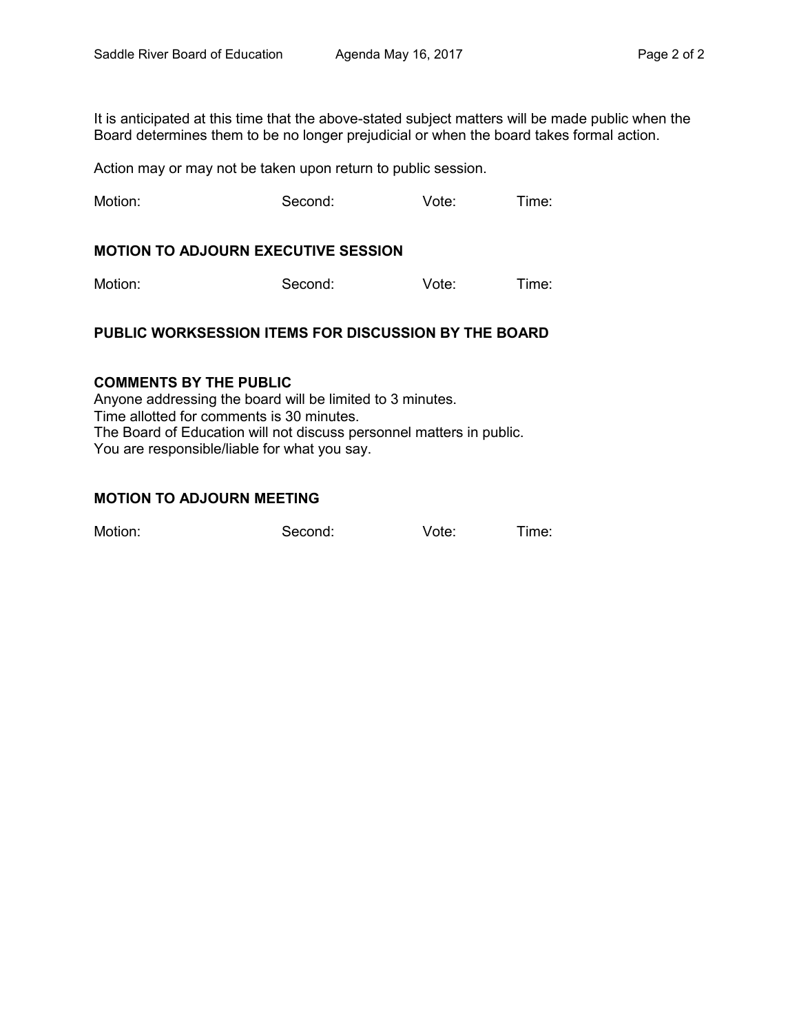It is anticipated at this time that the above-stated subject matters will be made public when the Board determines them to be no longer prejudicial or when the board takes formal action.

Action may or may not be taken upon return to public session.

Motion: Second: Vote: Time:

**MOTION TO ADJOURN EXECUTIVE SESSION**

Motion: Second: Vote: Time:

**PUBLIC WORKSESSION ITEMS FOR DISCUSSION BY THE BOARD**

**COMMENTS BY THE PUBLIC**

Anyone addressing the board will be limited to 3 minutes.
Time allotted for comments is 30 minutes.
The Board of Education will not discuss personnel matters in public.
You are responsible/liable for what you say.

**MOTION TO ADJOURN MEETING**

Motion: Second: Vote: Time: